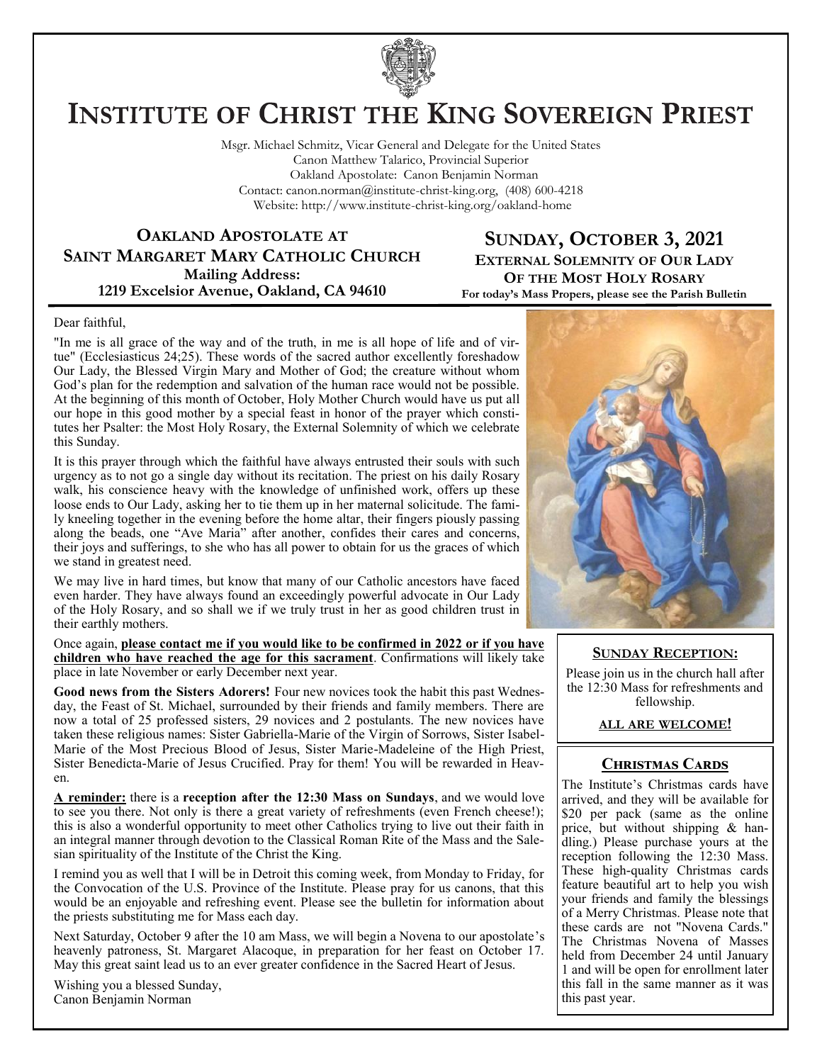# INSTITUTE OF CHRIST THE KING SOVEREIGN PRIEST

Msgr. Michael Schmitz, Vicar General and Delegate for the United States
Canon Matthew Talarico, Provincial Superior
Oakland Apostolate: Canon Benjamin Norman
Contact: canon.norman@institute-christ-king.org, (408) 600-4218
Website: http://www.institute-christ-king.org/oakland-home

## OAKLAND APOSTOLATE AT SAINT MARGARET MARY CATHOLIC CHURCH

**Mailing Address:**
**1219 Excelsior Avenue, Oakland, CA 94610**

## SUNDAY, OCTOBER 3, 2021

**EXTERNAL SOLEMNITY OF OUR LADY OF THE MOST HOLY ROSARY**

**For today's Mass Propers, please see the Parish Bulletin**

Dear faithful,

"In me is all grace of the way and of the truth, in me is all hope of life and of virtue" (Ecclesiasticus 24;25). These words of the sacred author excellently foreshadow Our Lady, the Blessed Virgin Mary and Mother of God; the creature without whom God's plan for the redemption and salvation of the human race would not be possible. At the beginning of this month of October, Holy Mother Church would have us put all our hope in this good mother by a special feast in honor of the prayer which constitutes her Psalter: the Most Holy Rosary, the External Solemnity of which we celebrate this Sunday.

It is this prayer through which the faithful have always entrusted their souls with such urgency as to not go a single day without its recitation. The priest on his daily Rosary walk, his conscience heavy with the knowledge of unfinished work, offers up these loose ends to Our Lady, asking her to tie them up in her maternal solicitude. The family kneeling together in the evening before the home altar, their fingers piously passing along the beads, one "Ave Maria" after another, confides their cares and concerns, their joys and sufferings, to she who has all power to obtain for us the graces of which we stand in greatest need.

We may live in hard times, but know that many of our Catholic ancestors have faced even harder. They have always found an exceedingly powerful advocate in Our Lady of the Holy Rosary, and so shall we if we truly trust in her as good children trust in their earthly mothers.

Once again, **please contact me if you would like to be confirmed in 2022 or if you have children who have reached the age for this sacrament**. Confirmations will likely take place in late November or early December next year.

**Good news from the Sisters Adorers!** Four new novices took the habit this past Wednesday, the Feast of St. Michael, surrounded by their friends and family members. There are now a total of 25 professed sisters, 29 novices and 2 postulants. The new novices have taken these religious names: Sister Gabriella-Marie of the Virgin of Sorrows, Sister Isabel-Marie of the Most Precious Blood of Jesus, Sister Marie-Madeleine of the High Priest, Sister Benedicta-Marie of Jesus Crucified. Pray for them! You will be rewarded in Heaven.

**A reminder:** there is a **reception after the 12:30 Mass on Sundays**, and we would love to see you there. Not only is there a great variety of refreshments (even French cheese!); this is also a wonderful opportunity to meet other Catholics trying to live out their faith in an integral manner through devotion to the Classical Roman Rite of the Mass and the Salesian spirituality of the Institute of the Christ the King.

I remind you as well that I will be in Detroit this coming week, from Monday to Friday, for the Convocation of the U.S. Province of the Institute. Please pray for us canons, that this would be an enjoyable and refreshing event. Please see the bulletin for information about the priests substituting me for Mass each day.

Next Saturday, October 9 after the 10 am Mass, we will begin a Novena to our apostolate's heavenly patroness, St. Margaret Alacoque, in preparation for her feast on October 17. May this great saint lead us to an ever greater confidence in the Sacred Heart of Jesus.

Wishing you a blessed Sunday,
Canon Benjamin Norman

### SUNDAY RECEPTION:

Please join us in the church hall after the 12:30 Mass for refreshments and fellowship.

**ALL ARE WELCOME!**

### CHRISTMAS CARDS

The Institute's Christmas cards have arrived, and they will be available for $20 per pack (same as the online price, but without shipping & handling.) Please purchase yours at the reception following the 12:30 Mass. These high-quality Christmas cards feature beautiful art to help you wish your friends and family the blessings of a Merry Christmas. Please note that these cards are not "Novena Cards." The Christmas Novena of Masses held from December 24 until January 1 and will be open for enrollment later this fall in the same manner as it was this past year.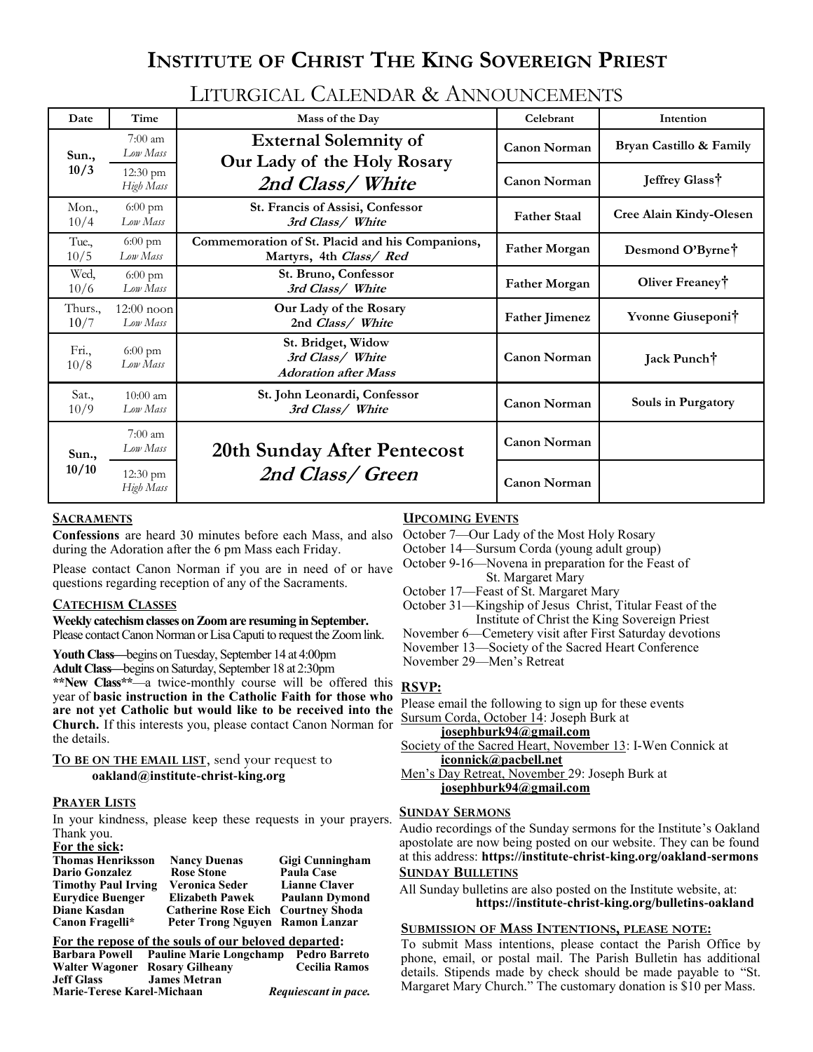# Institute of Christ The King Sovereign Priest

## Liturgical Calendar & Announcements

| Date | Time | Mass of the Day | Celebrant | Intention |
|---|---|---|---|---|
| Sun., 10/3 | 7:00 am *Low Mass* | **External Solemnity of Our Lady of the Holy Rosary** ***2nd Class/ White*** | Canon Norman | Bryan Castillo & Family |
| | 12:30 pm *High Mass* | | Canon Norman | Jeffrey Glass† |
| Mon., 10/4 | 6:00 pm *Low Mass* | **St. Francis of Assisi, Confessor** ***3rd Class/ White*** | Father Staal | Cree Alain Kindy-Olesen |
| Tue., 10/5 | 6:00 pm *Low Mass* | **Commemoration of St. Placid and his Companions, Martyrs, 4th *Class/ Red*** | Father Morgan | Desmond O'Byrne† |
| Wed, 10/6 | 6:00 pm *Low Mass* | **St. Bruno, Confessor** ***3rd Class/ White*** | Father Morgan | Oliver Freaney† |
| Thurs., 10/7 | 12:00 noon *Low Mass* | **Our Lady of the Rosary** **2nd *Class/ White*** | Father Jimenez | Yvonne Giuseponi† |
| Fri., 10/8 | 6:00 pm *Low Mass* | **St. Bridget, Widow** ***3rd Class/ White*** ***Adoration after Mass*** | Canon Norman | Jack Punch† |
| Sat., 10/9 | 10:00 am *Low Mass* | **St. John Leonardi, Confessor** ***3rd Class/ White*** | Canon Norman | Souls in Purgatory |
| Sun., 10/10 | 7:00 am *Low Mass* | **20th Sunday After Pentecost** ***2nd Class/ Green*** | Canon Norman | |
| | 12:30 pm *High Mass* | | Canon Norman | |

### Sacraments

**Confessions** are heard 30 minutes before each Mass, and also during the Adoration after the 6 pm Mass each Friday.

Please contact Canon Norman if you are in need of or have questions regarding reception of any of the Sacraments.

### Catechism Classes

**Weekly catechism classes on Zoom are resuming in September.** Please contact Canon Norman or Lisa Caputi to request the Zoom link.

**Youth Class**—begins on Tuesday, September 14 at 4:00pm
**Adult Class**—begins on Saturday, September 18 at 2:30pm
****New Class****—a twice-monthly course will be offered this year of **basic instruction in the Catholic Faith for those who are not yet Catholic but would like to be received into the Church.** If this interests you, please contact Canon Norman for the details.

### To be on the email list, send your request to

**oakland@institute-christ-king.org**

### Prayer Lists

In your kindness, please keep these requests in your prayers. Thank you.

**For the sick:**

**Thomas Henriksson, Nancy Duenas, Gigi Cunningham, Dario Gonzalez, Rose Stone, Paula Case, Timothy Paul Irving, Veronica Seder, Lianne Claver, Eurydice Buenger, Elizabeth Pawek, Paulann Dymond, Diane Kasdan, Catherine Rose Eich, Courtney Shoda, Canon Fragelli*, Peter Trong Nguyen, Ramon Lanzar**

**For the repose of the souls of our beloved departed:**

**Barbara Powell, Pauline Marie Longchamp, Pedro Barreto, Walter Wagoner, Rosary Gilheany, Cecilia Ramos, Jeff Glass, James Metran, Marie-Terese Karel-Michaan**

***Requiescant in pace.***

### Upcoming Events

October 7—Our Lady of the Most Holy Rosary
October 14—Sursum Corda (young adult group)
October 9-16—Novena in preparation for the Feast of St. Margaret Mary
October 17—Feast of St. Margaret Mary
October 31—Kingship of Jesus Christ, Titular Feast of the Institute of Christ the King Sovereign Priest
November 6—Cemetery visit after First Saturday devotions
November 13—Society of the Sacred Heart Conference
November 29—Men's Retreat

### RSVP:

Please email the following to sign up for these events

Sursum Corda, October 14: Joseph Burk at **josephburk94@gmail.com**
Society of the Sacred Heart, November 13: I-Wen Connick at **iconnick@pacbell.net**
Men's Day Retreat, November 29: Joseph Burk at **josephburk94@gmail.com**

### Sunday Sermons

Audio recordings of the Sunday sermons for the Institute's Oakland apostolate are now being posted on our website. They can be found at this address: **https://institute-christ-king.org/oakland-sermons**

### Sunday Bulletins

All Sunday bulletins are also posted on the Institute website, at: **https://institute-christ-king.org/bulletins-oakland**

### Submission of Mass Intentions, please note:

To submit Mass intentions, please contact the Parish Office by phone, email, or postal mail. The Parish Bulletin has additional details. Stipends made by check should be made payable to "St. Margaret Mary Church." The customary donation is $10 per Mass.